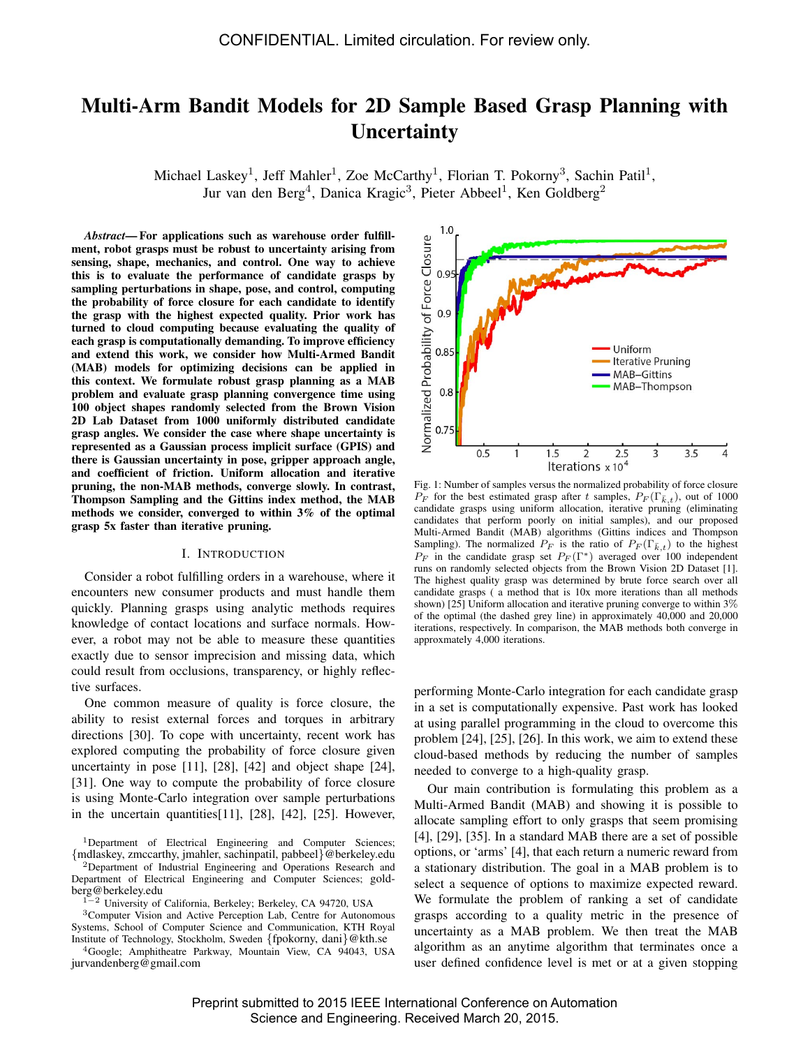# Multi-Arm Bandit Models for 2D Sample Based Grasp Planning with Uncertainty

Michael Laskey[1], Jeff Mahler[1], Zoe McCarthy[1], Florian T. Pokorny[3], Sachin Patil[1], Jur van den Berg[4], Danica Kragic[3], Pieter Abbeel[1], Ken Goldberg[2]

***Abstract*— For applications such as warehouse order fulfillment, robot grasps must be robust to uncertainty arising from sensing, shape, mechanics, and control. One way to achieve this is to evaluate the performance of candidate grasps by sampling perturbations in shape, pose, and control, computing the probability of force closure for each candidate to identify the grasp with the highest expected quality. Prior work has turned to cloud computing because evaluating the quality of each grasp is computationally demanding. To improve efficiency and extend this work, we consider how Multi-Armed Bandit (MAB) models for optimizing decisions can be applied in this context. We formulate robust grasp planning as a MAB problem and evaluate grasp planning convergence time using 100 object shapes randomly selected from the Brown Vision 2D Lab Dataset from 1000 uniformly distributed candidate grasp angles. We consider the case where shape uncertainty is represented as a Gaussian process implicit surface (GPIS) and there is Gaussian uncertainty in pose, gripper approach angle, and coefficient of friction. Uniform allocation and iterative pruning, the non-MAB methods, converge slowly. In contrast, Thompson Sampling and the Gittins index method, the MAB methods we consider, converged to within 3% of the optimal grasp 5x faster than iterative pruning.**

## I. Introduction

Consider a robot fulfilling orders in a warehouse, where it encounters new consumer products and must handle them quickly. Planning grasps using analytic methods requires knowledge of contact locations and surface normals. However, a robot may not be able to measure these quantities exactly due to sensor imprecision and missing data, which could result from occlusions, transparency, or highly reflective surfaces.

One common measure of quality is force closure, the ability to resist external forces and torques in arbitrary directions [30]. To cope with uncertainty, recent work has explored computing the probability of force closure given uncertainty in pose [11], [28], [42] and object shape [24], [31]. One way to compute the probability of force closure is using Monte-Carlo integration over sample perturbations in the uncertain quantities[11], [28], [42], [25]. However,

Fig. 1: Number of samples versus the normalized probability of force closure $P_F$ for the best estimated grasp after $t$ samples, $P_F(\Gamma_{\tilde{k},t})$, out of 1000 candidate grasps using uniform allocation, iterative pruning (eliminating candidates that perform poorly on initial samples), and our proposed Multi-Armed Bandit (MAB) algorithms (Gittins indices and Thompson Sampling). The normalized $P_F$ is the ratio of $P_F(\Gamma_{\tilde{k},t})$ to the highest $P_F$ in the candidate grasp set $P_F(\Gamma^*)$ averaged over 100 independent runs on randomly selected objects from the Brown Vision 2D Dataset [1]. The highest quality grasp was determined by brute force search over all candidate grasps ( a method that is 10x more iterations than all methods shown) [25] Uniform allocation and iterative pruning converge to within 3% of the optimal (the dashed grey line) in approximately 40,000 and 20,000 iterations, respectively. In comparison, the MAB methods both converge in approxmately 4,000 iterations.

performing Monte-Carlo integration for each candidate grasp in a set is computationally expensive. Past work has looked at using parallel programming in the cloud to overcome this problem [24], [25], [26]. In this work, we aim to extend these cloud-based methods by reducing the number of samples needed to converge to a high-quality grasp.

Our main contribution is formulating this problem as a Multi-Armed Bandit (MAB) and showing it is possible to allocate sampling effort to only grasps that seem promising [4], [29], [35]. In a standard MAB there are a set of possible options, or 'arms' [4], that each return a numeric reward from a stationary distribution. The goal in a MAB problem is to select a sequence of options to maximize expected reward. We formulate the problem of ranking a set of candidate grasps according to a quality metric in the presence of uncertainty as a MAB problem. We then treat the MAB algorithm as an anytime algorithm that terminates once a user defined confidence level is met or at a given stopping

[1]Department of Electrical Engineering and Computer Sciences; {mdlaskey, zmccarthy, jmahler, sachinpatil, pabbeel}@berkeley.edu
[2]Department of Industrial Engineering and Operations Research and Department of Electrical Engineering and Computer Sciences; goldberg@berkeley.edu
[1−2] University of California, Berkeley; Berkeley, CA 94720, USA
[3]Computer Vision and Active Perception Lab, Centre for Autonomous Systems, School of Computer Science and Communication, KTH Royal Institute of Technology, Stockholm, Sweden {fpokorny, dani}@kth.se
[4]Google; Amphitheatre Parkway, Mountain View, CA 94043, USA jurvandenberg@gmail.com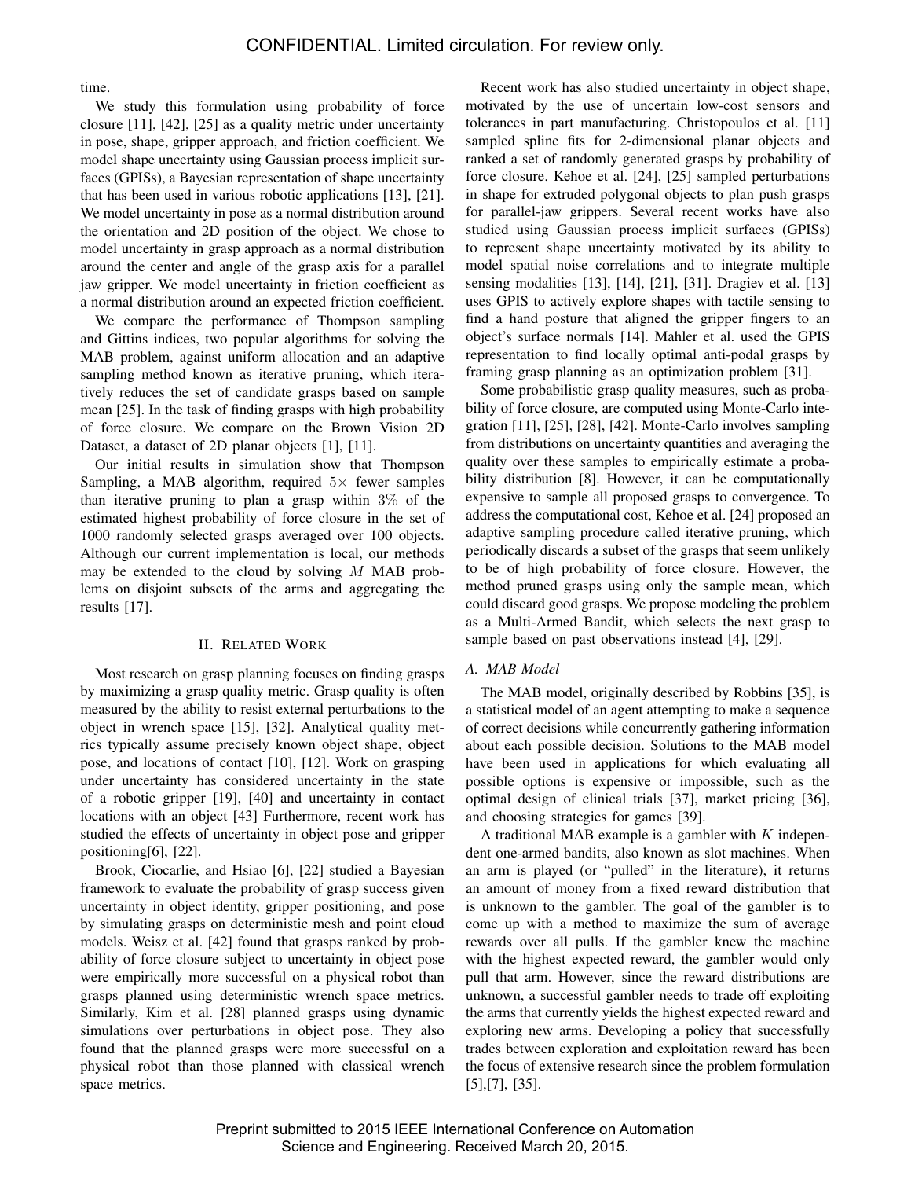time.

We study this formulation using probability of force closure [11], [42], [25] as a quality metric under uncertainty in pose, shape, gripper approach, and friction coefficient. We model shape uncertainty using Gaussian process implicit surfaces (GPISs), a Bayesian representation of shape uncertainty that has been used in various robotic applications [13], [21]. We model uncertainty in pose as a normal distribution around the orientation and 2D position of the object. We chose to model uncertainty in grasp approach as a normal distribution around the center and angle of the grasp axis for a parallel jaw gripper. We model uncertainty in friction coefficient as a normal distribution around an expected friction coefficient.

We compare the performance of Thompson sampling and Gittins indices, two popular algorithms for solving the MAB problem, against uniform allocation and an adaptive sampling method known as iterative pruning, which iteratively reduces the set of candidate grasps based on sample mean [25]. In the task of finding grasps with high probability of force closure. We compare on the Brown Vision 2D Dataset, a dataset of 2D planar objects [1], [11].

Our initial results in simulation show that Thompson Sampling, a MAB algorithm, required $5\times$ fewer samples than iterative pruning to plan a grasp within $3\%$ of the estimated highest probability of force closure in the set of 1000 randomly selected grasps averaged over 100 objects. Although our current implementation is local, our methods may be extended to the cloud by solving $M$ MAB problems on disjoint subsets of the arms and aggregating the results [17].

## II. Related Work

Most research on grasp planning focuses on finding grasps by maximizing a grasp quality metric. Grasp quality is often measured by the ability to resist external perturbations to the object in wrench space [15], [32]. Analytical quality metrics typically assume precisely known object shape, object pose, and locations of contact [10], [12]. Work on grasping under uncertainty has considered uncertainty in the state of a robotic gripper [19], [40] and uncertainty in contact locations with an object [43] Furthermore, recent work has studied the effects of uncertainty in object pose and gripper positioning[6], [22].

Brook, Ciocarlie, and Hsiao [6], [22] studied a Bayesian framework to evaluate the probability of grasp success given uncertainty in object identity, gripper positioning, and pose by simulating grasps on deterministic mesh and point cloud models. Weisz et al. [42] found that grasps ranked by probability of force closure subject to uncertainty in object pose were empirically more successful on a physical robot than grasps planned using deterministic wrench space metrics. Similarly, Kim et al. [28] planned grasps using dynamic simulations over perturbations in object pose. They also found that the planned grasps were more successful on a physical robot than those planned with classical wrench space metrics.

Recent work has also studied uncertainty in object shape, motivated by the use of uncertain low-cost sensors and tolerances in part manufacturing. Christopoulos et al. [11] sampled spline fits for 2-dimensional planar objects and ranked a set of randomly generated grasps by probability of force closure. Kehoe et al. [24], [25] sampled perturbations in shape for extruded polygonal objects to plan push grasps for parallel-jaw grippers. Several recent works have also studied using Gaussian process implicit surfaces (GPISs) to represent shape uncertainty motivated by its ability to model spatial noise correlations and to integrate multiple sensing modalities [13], [14], [21], [31]. Dragiev et al. [13] uses GPIS to actively explore shapes with tactile sensing to find a hand posture that aligned the gripper fingers to an object's surface normals [14]. Mahler et al. used the GPIS representation to find locally optimal anti-podal grasps by framing grasp planning as an optimization problem [31].

Some probabilistic grasp quality measures, such as probability of force closure, are computed using Monte-Carlo integration [11], [25], [28], [42]. Monte-Carlo involves sampling from distributions on uncertainty quantities and averaging the quality over these samples to empirically estimate a probability distribution [8]. However, it can be computationally expensive to sample all proposed grasps to convergence. To address the computational cost, Kehoe et al. [24] proposed an adaptive sampling procedure called iterative pruning, which periodically discards a subset of the grasps that seem unlikely to be of high probability of force closure. However, the method pruned grasps using only the sample mean, which could discard good grasps. We propose modeling the problem as a Multi-Armed Bandit, which selects the next grasp to sample based on past observations instead [4], [29].

### A. MAB Model

The MAB model, originally described by Robbins [35], is a statistical model of an agent attempting to make a sequence of correct decisions while concurrently gathering information about each possible decision. Solutions to the MAB model have been used in applications for which evaluating all possible options is expensive or impossible, such as the optimal design of clinical trials [37], market pricing [36], and choosing strategies for games [39].

A traditional MAB example is a gambler with $K$ independent one-armed bandits, also known as slot machines. When an arm is played (or "pulled" in the literature), it returns an amount of money from a fixed reward distribution that is unknown to the gambler. The goal of the gambler is to come up with a method to maximize the sum of average rewards over all pulls. If the gambler knew the machine with the highest expected reward, the gambler would only pull that arm. However, since the reward distributions are unknown, a successful gambler needs to trade off exploiting the arms that currently yields the highest expected reward and exploring new arms. Developing a policy that successfully trades between exploration and exploitation reward has been the focus of extensive research since the problem formulation [5],[7], [35].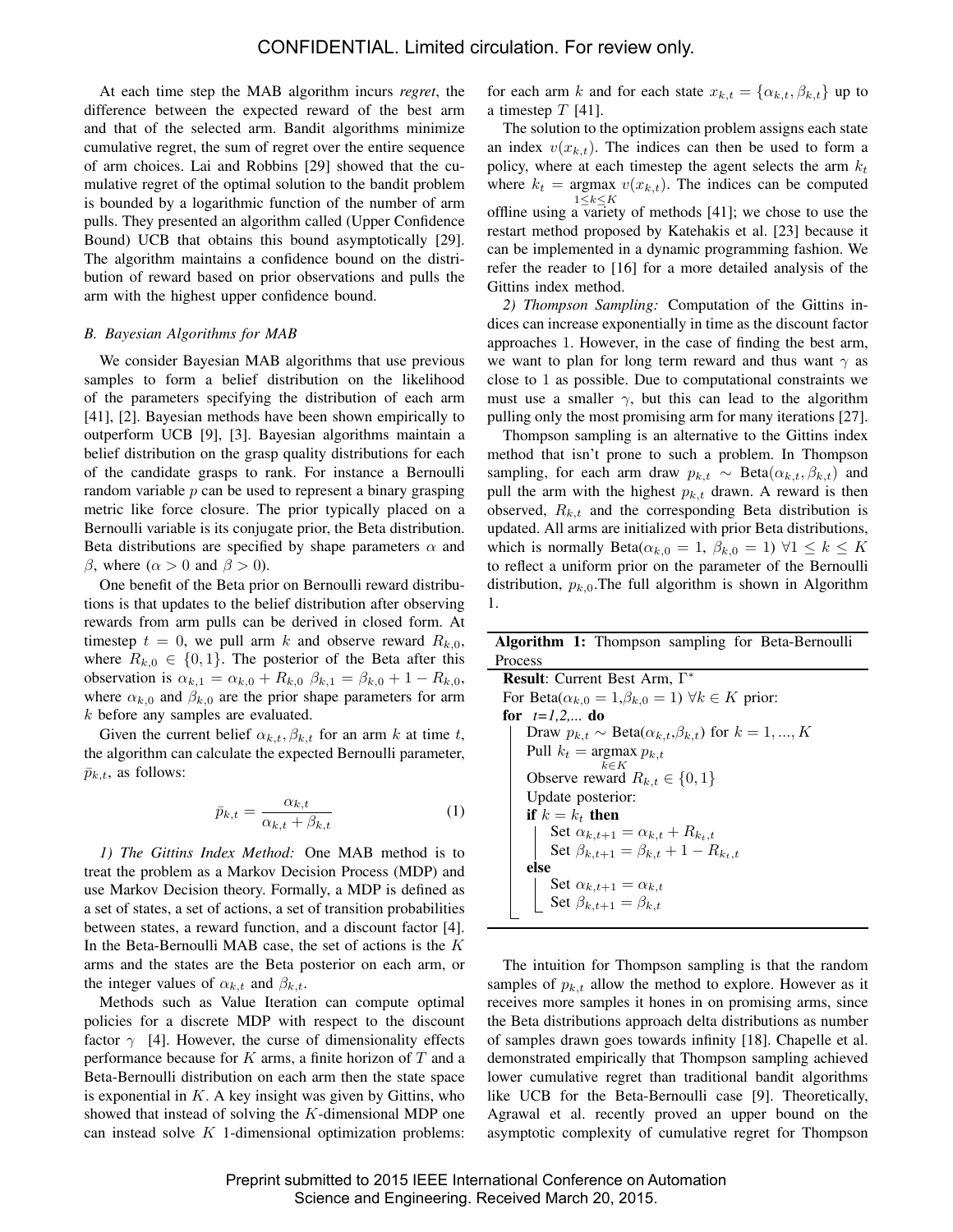At each time step the MAB algorithm incurs *regret*, the difference between the expected reward of the best arm and that of the selected arm. Bandit algorithms minimize cumulative regret, the sum of regret over the entire sequence of arm choices. Lai and Robbins [29] showed that the cumulative regret of the optimal solution to the bandit problem is bounded by a logarithmic function of the number of arm pulls. They presented an algorithm called (Upper Confidence Bound) UCB that obtains this bound asymptotically [29]. The algorithm maintains a confidence bound on the distribution of reward based on prior observations and pulls the arm with the highest upper confidence bound.

### *B. Bayesian Algorithms for MAB*

We consider Bayesian MAB algorithms that use previous samples to form a belief distribution on the likelihood of the parameters specifying the distribution of each arm [41], [2]. Bayesian methods have been shown empirically to outperform UCB [9], [3]. Bayesian algorithms maintain a belief distribution on the grasp quality distributions for each of the candidate grasps to rank. For instance a Bernoulli random variable $p$ can be used to represent a binary grasping metric like force closure. The prior typically placed on a Bernoulli variable is its conjugate prior, the Beta distribution. Beta distributions are specified by shape parameters $\alpha$ and $\beta$, where ($\alpha > 0$ and $\beta > 0$).

One benefit of the Beta prior on Bernoulli reward distributions is that updates to the belief distribution after observing rewards from arm pulls can be derived in closed form. At timestep $t = 0$, we pull arm $k$ and observe reward $R_{k,0}$, where $R_{k,0} \in \{0, 1\}$. The posterior of the Beta after this observation is $\alpha_{k,1} = \alpha_{k,0} + R_{k,0}$ $\beta_{k,1} = \beta_{k,0} + 1 - R_{k,0}$, where $\alpha_{k,0}$ and $\beta_{k,0}$ are the prior shape parameters for arm $k$ before any samples are evaluated.

Given the current belief $\alpha_{k,t}, \beta_{k,t}$ for an arm $k$ at time $t$, the algorithm can calculate the expected Bernoulli parameter, $\bar{p}_{k,t}$, as follows:

$$\bar{p}_{k,t} = \frac{\alpha_{k,t}}{\alpha_{k,t} + \beta_{k,t}} \tag{1}$$

*1) The Gittins Index Method:* One MAB method is to treat the problem as a Markov Decision Process (MDP) and use Markov Decision theory. Formally, a MDP is defined as a set of states, a set of actions, a set of transition probabilities between states, a reward function, and a discount factor [4]. In the Beta-Bernoulli MAB case, the set of actions is the $K$ arms and the states are the Beta posterior on each arm, or the integer values of $\alpha_{k,t}$ and $\beta_{k,t}$.

Methods such as Value Iteration can compute optimal policies for a discrete MDP with respect to the discount factor $\gamma$ [4]. However, the curse of dimensionality effects performance because for $K$ arms, a finite horizon of $T$ and a Beta-Bernoulli distribution on each arm then the state space is exponential in $K$. A key insight was given by Gittins, who showed that instead of solving the $K$-dimensional MDP one can instead solve $K$ 1-dimensional optimization problems: for each arm $k$ and for each state $x_{k,t} = \{\alpha_{k,t}, \beta_{k,t}\}$ up to a timestep $T$ [41].

The solution to the optimization problem assigns each state an index $v(x_{k,t})$. The indices can then be used to form a policy, where at each timestep the agent selects the arm $k_t$ where $k_t = \underset{1 \leq k \leq K}{\text{argmax}}\ v(x_{k,t})$. The indices can be computed offline using a variety of methods [41]; we chose to use the restart method proposed by Katehakis et al. [23] because it can be implemented in a dynamic programming fashion. We refer the reader to [16] for a more detailed analysis of the Gittins index method.

*2) Thompson Sampling:* Computation of the Gittins indices can increase exponentially in time as the discount factor approaches 1. However, in the case of finding the best arm, we want to plan for long term reward and thus want $\gamma$ as close to 1 as possible. Due to computational constraints we must use a smaller $\gamma$, but this can lead to the algorithm pulling only the most promising arm for many iterations [27].

Thompson sampling is an alternative to the Gittins index method that isn't prone to such a problem. In Thompson sampling, for each arm draw $p_{k,t} \sim \text{Beta}(\alpha_{k,t}, \beta_{k,t})$ and pull the arm with the highest $p_{k,t}$ drawn. A reward is then observed, $R_{k,t}$ and the corresponding Beta distribution is updated. All arms are initialized with prior Beta distributions, which is normally $\text{Beta}(\alpha_{k,0} = 1, \beta_{k,0} = 1)\ \forall 1 \leq k \leq K$ to reflect a uniform prior on the parameter of the Bernoulli distribution, $p_{k,0}$.The full algorithm is shown in Algorithm 1.

**Algorithm 1:** Thompson sampling for Beta-Bernoulli Process

```
Result: Current Best Arm, Γ*
For Beta(α_{k,0} = 1, β_{k,0} = 1) ∀k ∈ K prior:
for t=1,2,... do
    Draw p_{k,t} ~ Beta(α_{k,t}, β_{k,t}) for k = 1,...,K
    Pull k_t = argmax_{k∈K} p_{k,t}
    Observe reward R_{k,t} ∈ {0,1}
    Update posterior:
    if k = k_t then
        Set α_{k,t+1} = α_{k,t} + R_{k_t,t}
        Set β_{k,t+1} = β_{k,t} + 1 − R_{k_t,t}
    else
        Set α_{k,t+1} = α_{k,t}
        Set β_{k,t+1} = β_{k,t}
```

The intuition for Thompson sampling is that the random samples of $p_{k,t}$ allow the method to explore. However as it receives more samples it hones in on promising arms, since the Beta distributions approach delta distributions as number of samples drawn goes towards infinity [18]. Chapelle et al. demonstrated empirically that Thompson sampling achieved lower cumulative regret than traditional bandit algorithms like UCB for the Beta-Bernoulli case [9]. Theoretically, Agrawal et al. recently proved an upper bound on the asymptotic complexity of cumulative regret for Thompson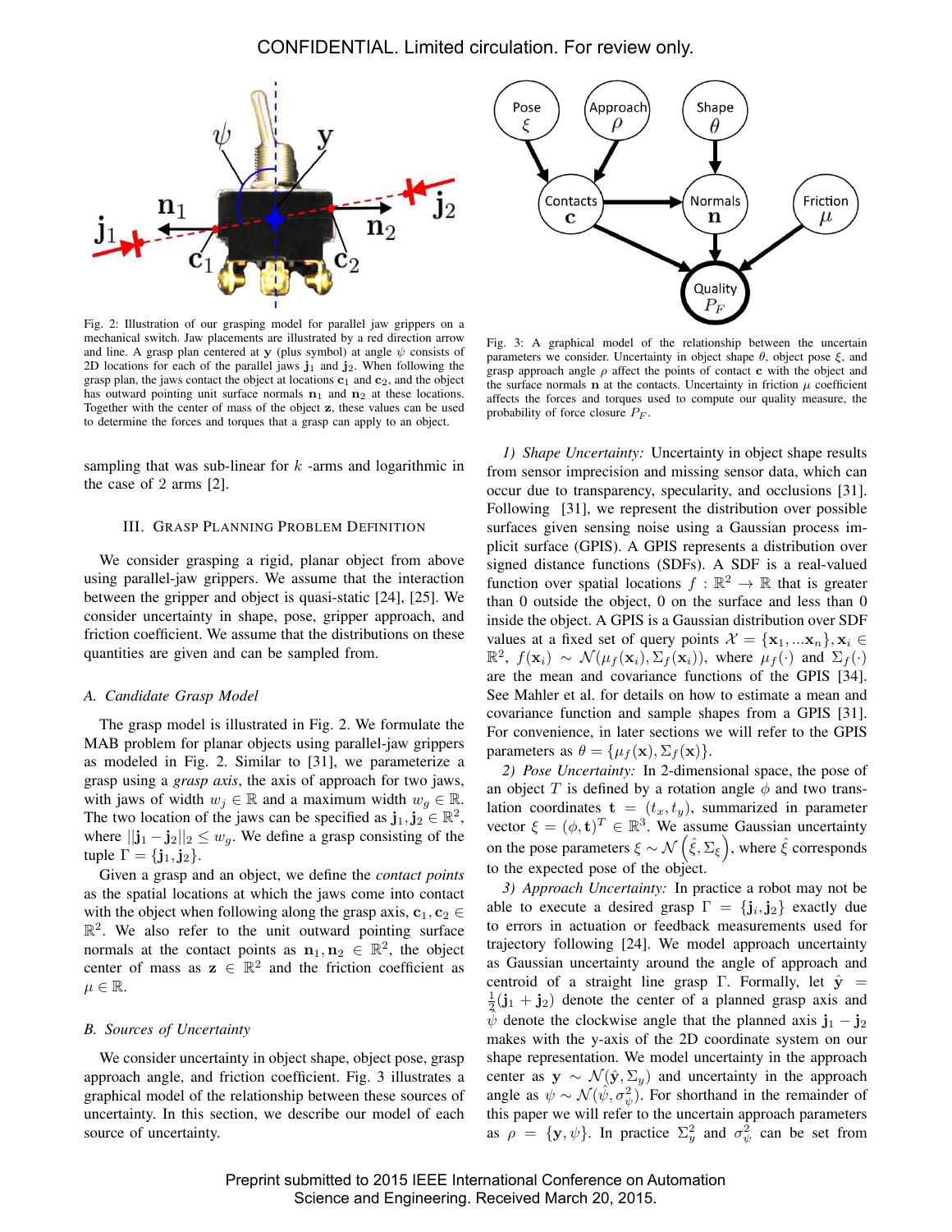Fig. 2: Illustration of our grasping model for parallel jaw grippers on a mechanical switch. Jaw placements are illustrated by a red direction arrow and line. A grasp plan centered at $\mathbf{y}$ (plus symbol) at angle $\psi$ consists of 2D locations for each of the parallel jaws $\mathbf{j}_1$ and $\mathbf{j}_2$. When following the grasp plan, the jaws contact the object at locations $\mathbf{c}_1$ and $\mathbf{c}_2$, and the object has outward pointing unit surface normals $\mathbf{n}_1$ and $\mathbf{n}_2$ at these locations. Together with the center of mass of the object $\mathbf{z}$, these values can be used to determine the forces and torques that a grasp can apply to an object.

Fig. 3: A graphical model of the relationship between the uncertain parameters we consider. Uncertainty in object shape $\theta$, object pose $\xi$, and grasp approach angle $\rho$ affect the points of contact $\mathbf{c}$ with the object and the surface normals $\mathbf{n}$ at the contacts. Uncertainty in friction $\mu$ coefficient affects the forces and torques used to compute our quality measure, the probability of force closure $P_F$.

sampling that was sub-linear for $k$ -arms and logarithmic in the case of 2 arms [2].

## III. Grasp Planning Problem Definition

We consider grasping a rigid, planar object from above using parallel-jaw grippers. We assume that the interaction between the gripper and object is quasi-static [24], [25]. We consider uncertainty in shape, pose, gripper approach, and friction coefficient. We assume that the distributions on these quantities are given and can be sampled from.

### A. Candidate Grasp Model

The grasp model is illustrated in Fig. 2. We formulate the MAB problem for planar objects using parallel-jaw grippers as modeled in Fig. 2. Similar to [31], we parameterize a grasp using a *grasp axis*, the axis of approach for two jaws, with jaws of width $w_j \in \mathbb{R}$ and a maximum width $w_g \in \mathbb{R}$. The two location of the jaws can be specified as $\mathbf{j}_1, \mathbf{j}_2 \in \mathbb{R}^2$, where $||\mathbf{j}_1 - \mathbf{j}_2||_2 \leq w_g$. We define a grasp consisting of the tuple $\Gamma = \{\mathbf{j}_1, \mathbf{j}_2\}$.

Given a grasp and an object, we define the *contact points* as the spatial locations at which the jaws come into contact with the object when following along the grasp axis, $\mathbf{c}_1, \mathbf{c}_2 \in \mathbb{R}^2$. We also refer to the unit outward pointing surface normals at the contact points as $\mathbf{n}_1, \mathbf{n}_2 \in \mathbb{R}^2$, the object center of mass as $\mathbf{z} \in \mathbb{R}^2$ and the friction coefficient as $\mu \in \mathbb{R}$.

### B. Sources of Uncertainty

We consider uncertainty in object shape, object pose, grasp approach angle, and friction coefficient. Fig. 3 illustrates a graphical model of the relationship between these sources of uncertainty. In this section, we describe our model of each source of uncertainty.

*1) Shape Uncertainty:* Uncertainty in object shape results from sensor imprecision and missing sensor data, which can occur due to transparency, specularity, and occlusions [31]. Following [31], we represent the distribution over possible surfaces given sensing noise using a Gaussian process implicit surface (GPIS). A GPIS represents a distribution over signed distance functions (SDFs). A SDF is a real-valued function over spatial locations $f : \mathbb{R}^2 \to \mathbb{R}$ that is greater than 0 outside the object, 0 on the surface and less than 0 inside the object. A GPIS is a Gaussian distribution over SDF values at a fixed set of query points $\mathcal{X} = \{\mathbf{x}_1, ...\mathbf{x}_n\}, \mathbf{x}_i \in \mathbb{R}^2$, $f(\mathbf{x}_i) \sim \mathcal{N}(\mu_f(\mathbf{x}_i), \Sigma_f(\mathbf{x}_i))$, where $\mu_f(\cdot)$ and $\Sigma_f(\cdot)$ are the mean and covariance functions of the GPIS [34]. See Mahler et al. for details on how to estimate a mean and covariance function and sample shapes from a GPIS [31]. For convenience, in later sections we will refer to the GPIS parameters as $\theta = \{\mu_f(\mathbf{x}), \Sigma_f(\mathbf{x})\}$.

*2) Pose Uncertainty:* In 2-dimensional space, the pose of an object $T$ is defined by a rotation angle $\phi$ and two translation coordinates $\mathbf{t} = (t_x, t_y)$, summarized in parameter vector $\xi = (\phi, \mathbf{t})^T \in \mathbb{R}^3$. We assume Gaussian uncertainty on the pose parameters $\xi \sim \mathcal{N}\left(\hat{\xi}, \Sigma_\xi\right)$, where $\hat{\xi}$ corresponds to the expected pose of the object.

*3) Approach Uncertainty:* In practice a robot may not be able to execute a desired grasp $\Gamma = \{\mathbf{j}_i, \mathbf{j}_2\}$ exactly due to errors in actuation or feedback measurements used for trajectory following [24]. We model approach uncertainty as Gaussian uncertainty around the angle of approach and centroid of a straight line grasp $\Gamma$. Formally, let $\hat{\mathbf{y}} = \frac{1}{2}(\mathbf{j}_1 + \mathbf{j}_2)$ denote the center of a planned grasp axis and $\hat{\psi}$ denote the clockwise angle that the planned axis $\mathbf{j}_1 - \mathbf{j}_2$ makes with the y-axis of the 2D coordinate system on our shape representation. We model uncertainty in the approach center as $\mathbf{y} \sim \mathcal{N}(\hat{\mathbf{y}}, \Sigma_y)$ and uncertainty in the approach angle as $\psi \sim \mathcal{N}(\hat{\psi}, \sigma_\psi^2)$. For shorthand in the remainder of this paper we will refer to the uncertain approach parameters as $\rho = \{\mathbf{y}, \psi\}$. In practice $\Sigma_y^2$ and $\sigma_\psi^2$ can be set from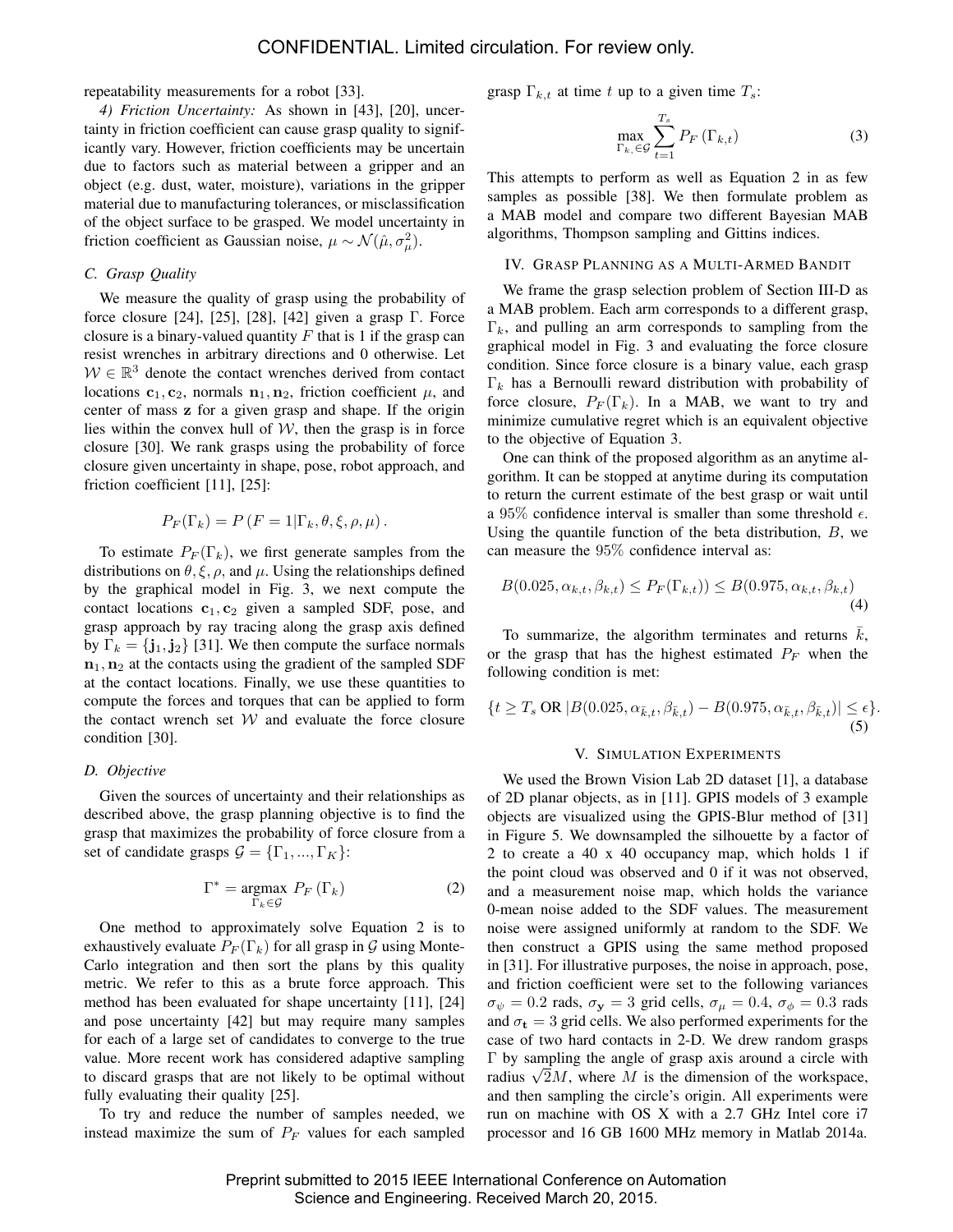repeatability measurements for a robot [33].

*4) Friction Uncertainty:* As shown in [43], [20], uncertainty in friction coefficient can cause grasp quality to significantly vary. However, friction coefficients may be uncertain due to factors such as material between a gripper and an object (e.g. dust, water, moisture), variations in the gripper material due to manufacturing tolerances, or misclassification of the object surface to be grasped. We model uncertainty in friction coefficient as Gaussian noise, $\mu \sim \mathcal{N}(\hat{\mu}, \sigma_{\mu}^2)$.

### C. Grasp Quality

We measure the quality of grasp using the probability of force closure [24], [25], [28], [42] given a grasp $\Gamma$. Force closure is a binary-valued quantity $F$ that is 1 if the grasp can resist wrenches in arbitrary directions and 0 otherwise. Let $\mathcal{W} \in \mathbb{R}^3$ denote the contact wrenches derived from contact locations $\mathbf{c}_1, \mathbf{c}_2$, normals $\mathbf{n}_1, \mathbf{n}_2$, friction coefficient $\mu$, and center of mass $\mathbf{z}$ for a given grasp and shape. If the origin lies within the convex hull of $\mathcal{W}$, then the grasp is in force closure [30]. We rank grasps using the probability of force closure given uncertainty in shape, pose, robot approach, and friction coefficient [11], [25]:

$$P_F(\Gamma_k) = P\left(F = 1 | \Gamma_k, \theta, \xi, \rho, \mu\right).$$

To estimate $P_F(\Gamma_k)$, we first generate samples from the distributions on $\theta, \xi, \rho$, and $\mu$. Using the relationships defined by the graphical model in Fig. 3, we next compute the contact locations $\mathbf{c}_1, \mathbf{c}_2$ given a sampled SDF, pose, and grasp approach by ray tracing along the grasp axis defined by $\Gamma_k = \{\mathbf{j}_1, \mathbf{j}_2\}$ [31]. We then compute the surface normals $\mathbf{n}_1, \mathbf{n}_2$ at the contacts using the gradient of the sampled SDF at the contact locations. Finally, we use these quantities to compute the forces and torques that can be applied to form the contact wrench set $\mathcal{W}$ and evaluate the force closure condition [30].

### D. Objective

Given the sources of uncertainty and their relationships as described above, the grasp planning objective is to find the grasp that maximizes the probability of force closure from a set of candidate grasps $\mathcal{G} = \{\Gamma_1, ..., \Gamma_K\}$:

$$\Gamma^* = \underset{\Gamma_k \in \mathcal{G}}{\operatorname{argmax}}\ P_F\left(\Gamma_k\right) \tag{2}$$

One method to approximately solve Equation 2 is to exhaustively evaluate $P_F(\Gamma_k)$ for all grasp in $\mathcal{G}$ using Monte-Carlo integration and then sort the plans by this quality metric. We refer to this as a brute force approach. This method has been evaluated for shape uncertainty [11], [24] and pose uncertainty [42] but may require many samples for each of a large set of candidates to converge to the true value. More recent work has considered adaptive sampling to discard grasps that are not likely to be optimal without fully evaluating their quality [25].

To try and reduce the number of samples needed, we instead maximize the sum of $P_F$ values for each sampled grasp $\Gamma_{k,t}$ at time $t$ up to a given time $T_s$:

$$\max_{\Gamma_{k,} \in \mathcal{G}} \sum_{t=1}^{T_s} P_F\left(\Gamma_{k,t}\right) \tag{3}$$

This attempts to perform as well as Equation 2 in as few samples as possible [38]. We then formulate problem as a MAB model and compare two different Bayesian MAB algorithms, Thompson sampling and Gittins indices.

## IV. Grasp Planning as a Multi-Armed Bandit

We frame the grasp selection problem of Section III-D as a MAB problem. Each arm corresponds to a different grasp, $\Gamma_k$, and pulling an arm corresponds to sampling from the graphical model in Fig. 3 and evaluating the force closure condition. Since force closure is a binary value, each grasp $\Gamma_k$ has a Bernoulli reward distribution with probability of force closure, $P_F(\Gamma_k)$. In a MAB, we want to try and minimize cumulative regret which is an equivalent objective to the objective of Equation 3.

One can think of the proposed algorithm as an anytime algorithm. It can be stopped at anytime during its computation to return the current estimate of the best grasp or wait until a $95\%$ confidence interval is smaller than some threshold $\epsilon$. Using the quantile function of the beta distribution, $B$, we can measure the $95\%$ confidence interval as:

$$B(0.025, \alpha_{k,t}, \beta_{k,t}) \leq P_F(\Gamma_{k,t})) \leq B(0.975, \alpha_{k,t}, \beta_{k,t}) \tag{4}$$

To summarize, the algorithm terminates and returns $\bar{k}$, or the grasp that has the highest estimated $P_F$ when the following condition is met:

$$\{t \geq T_s \text{ OR } |B(0.025, \alpha_{\bar{k},t}, \beta_{\bar{k},t}) - B(0.975, \alpha_{\bar{k},t}, \beta_{\bar{k},t})| \leq \epsilon\}. \tag{5}$$

## V. Simulation Experiments

We used the Brown Vision Lab 2D dataset [1], a database of 2D planar objects, as in [11]. GPIS models of 3 example objects are visualized using the GPIS-Blur method of [31] in Figure 5. We downsampled the silhouette by a factor of 2 to create a 40 x 40 occupancy map, which holds 1 if the point cloud was observed and 0 if it was not observed, and a measurement noise map, which holds the variance 0-mean noise added to the SDF values. The measurement noise were assigned uniformly at random to the SDF. We then construct a GPIS using the same method proposed in [31]. For illustrative purposes, the noise in approach, pose, and friction coefficient were set to the following variances $\sigma_{\psi} = 0.2$ rads, $\sigma_{\mathbf{y}} = 3$ grid cells, $\sigma_{\mu} = 0.4$, $\sigma_{\phi} = 0.3$ rads and $\sigma_{\mathbf{t}} = 3$ grid cells. We also performed experiments for the case of two hard contacts in 2-D. We drew random grasps $\Gamma$ by sampling the angle of grasp axis around a circle with radius $\sqrt{2}M$, where $M$ is the dimension of the workspace, and then sampling the circle's origin. All experiments were run on machine with OS X with a 2.7 GHz Intel core i7 processor and 16 GB 1600 MHz memory in Matlab 2014a.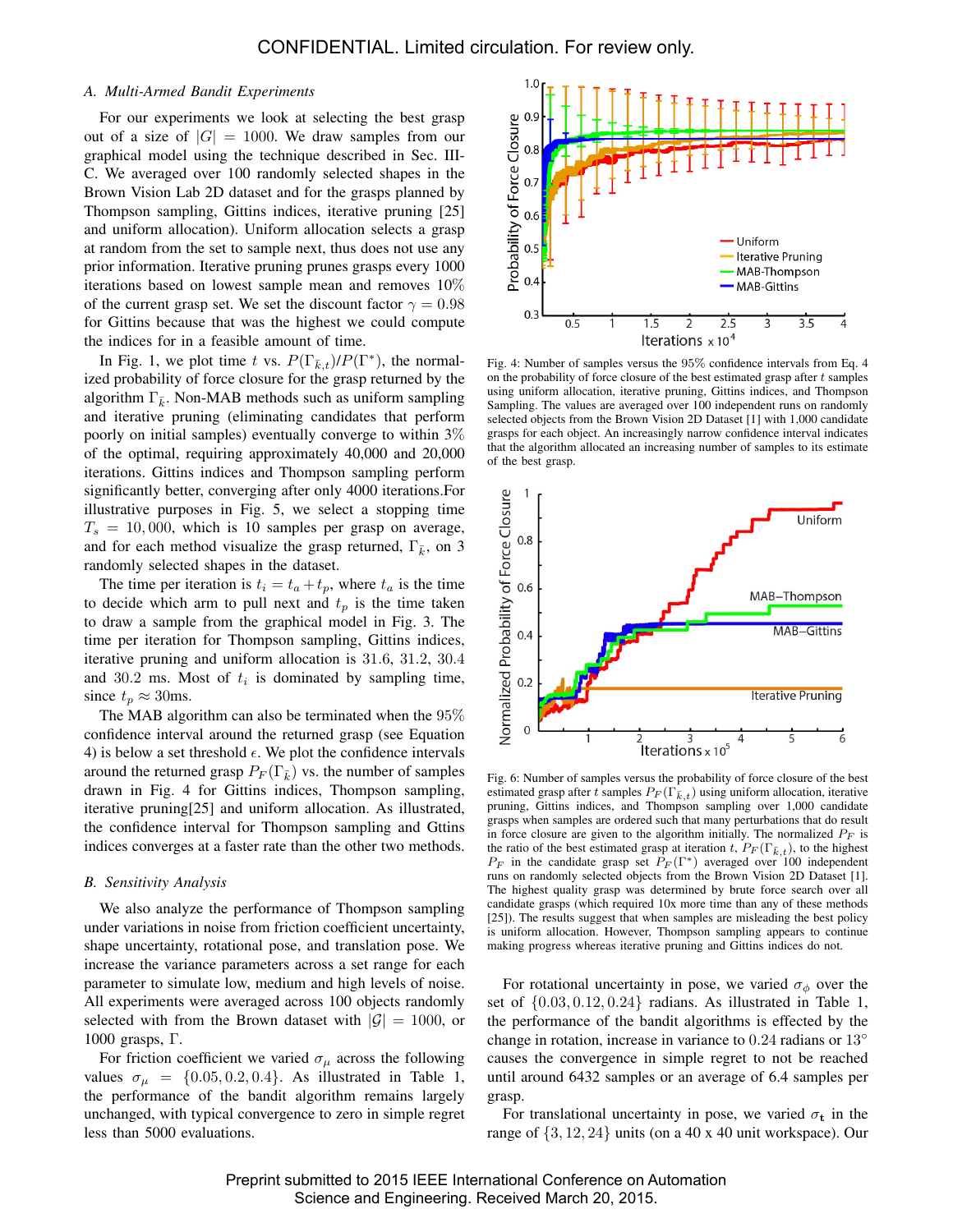### A. Multi-Armed Bandit Experiments

For our experiments we look at selecting the best grasp out of a size of $|G| = 1000$. We draw samples from our graphical model using the technique described in Sec. III-C. We averaged over 100 randomly selected shapes in the Brown Vision Lab 2D dataset and for the grasps planned by Thompson sampling, Gittins indices, iterative pruning [25] and uniform allocation). Uniform allocation selects a grasp at random from the set to sample next, thus does not use any prior information. Iterative pruning prunes grasps every 1000 iterations based on lowest sample mean and removes 10% of the current grasp set. We set the discount factor $\gamma = 0.98$ for Gittins because that was the highest we could compute the indices for in a feasible amount of time.

In Fig. 1, we plot time $t$ vs. $P(\Gamma_{\bar{k},t})/P(\Gamma^*)$, the normalized probability of force closure for the grasp returned by the algorithm $\Gamma_{\bar{k}}$. Non-MAB methods such as uniform sampling and iterative pruning (eliminating candidates that perform poorly on initial samples) eventually converge to within 3% of the optimal, requiring approximately 40,000 and 20,000 iterations. Gittins indices and Thompson sampling perform significantly better, converging after only 4000 iterations.For illustrative purposes in Fig. 5, we select a stopping time $T_s = 10,000$, which is 10 samples per grasp on average, and for each method visualize the grasp returned, $\Gamma_{\bar{k}}$, on 3 randomly selected shapes in the dataset.

The time per iteration is $t_i = t_a + t_p$, where $t_a$ is the time to decide which arm to pull next and $t_p$ is the time taken to draw a sample from the graphical model in Fig. 3. The time per iteration for Thompson sampling, Gittins indices, iterative pruning and uniform allocation is 31.6, 31.2, 30.4 and 30.2 ms. Most of $t_i$ is dominated by sampling time, since $t_p \approx 30$ms.

The MAB algorithm can also be terminated when the 95% confidence interval around the returned grasp (see Equation 4) is below a set threshold $\epsilon$. We plot the confidence intervals around the returned grasp $P_F(\Gamma_{\bar{k}})$ vs. the number of samples drawn in Fig. 4 for Gittins indices, Thompson sampling, iterative pruning[25] and uniform allocation. As illustrated, the confidence interval for Thompson sampling and Gttins indices converges at a faster rate than the other two methods.

Fig. 4: Number of samples versus the 95% confidence intervals from Eq. 4 on the probability of force closure of the best estimated grasp after $t$ samples using uniform allocation, iterative pruning, Gittins indices, and Thompson Sampling. The values are averaged over 100 independent runs on randomly selected objects from the Brown Vision 2D Dataset [1] with 1,000 candidate grasps for each object. An increasingly narrow confidence interval indicates that the algorithm allocated an increasing number of samples to its estimate of the best grasp.

Fig. 6: Number of samples versus the probability of force closure of the best estimated grasp after $t$ samples $P_F(\Gamma_{\bar{k},t})$ using uniform allocation, iterative pruning, Gittins indices, and Thompson sampling over 1,000 candidate grasps when samples are ordered such that many perturbations that do result in force closure are given to the algorithm initially. The normalized $P_F$ is the ratio of the best estimated grasp at iteration $t$, $P_F(\Gamma_{\bar{k},t})$, to the highest $P_F$ in the candidate grasp set $P_F(\Gamma^*)$ averaged over 100 independent runs on randomly selected objects from the Brown Vision 2D Dataset [1]. The highest quality grasp was determined by brute force search over all candidate grasps (which required 10x more time than any of these methods [25]). The results suggest that when samples are misleading the best policy is uniform allocation. However, Thompson sampling appears to continue making progress whereas iterative pruning and Gittins indices do not.

### B. Sensitivity Analysis

We also analyze the performance of Thompson sampling under variations in noise from friction coefficient uncertainty, shape uncertainty, rotational pose, and translation pose. We increase the variance parameters across a set range for each parameter to simulate low, medium and high levels of noise. All experiments were averaged across 100 objects randomly selected with from the Brown dataset with $|\mathcal{G}| = 1000$, or 1000 grasps, $\Gamma$.

For friction coefficient we varied $\sigma_\mu$ across the following values $\sigma_\mu = \{0.05, 0.2, 0.4\}$. As illustrated in Table 1, the performance of the bandit algorithm remains largely unchanged, with typical convergence to zero in simple regret less than 5000 evaluations.

For rotational uncertainty in pose, we varied $\sigma_\phi$ over the set of $\{0.03, 0.12, 0.24\}$ radians. As illustrated in Table 1, the performance of the bandit algorithms is effected by the change in rotation, increase in variance to 0.24 radians or 13° causes the convergence in simple regret to not be reached until around 6432 samples or an average of 6.4 samples per grasp.

For translational uncertainty in pose, we varied $\sigma_{\mathbf{t}}$ in the range of $\{3, 12, 24\}$ units (on a 40 x 40 unit workspace). Our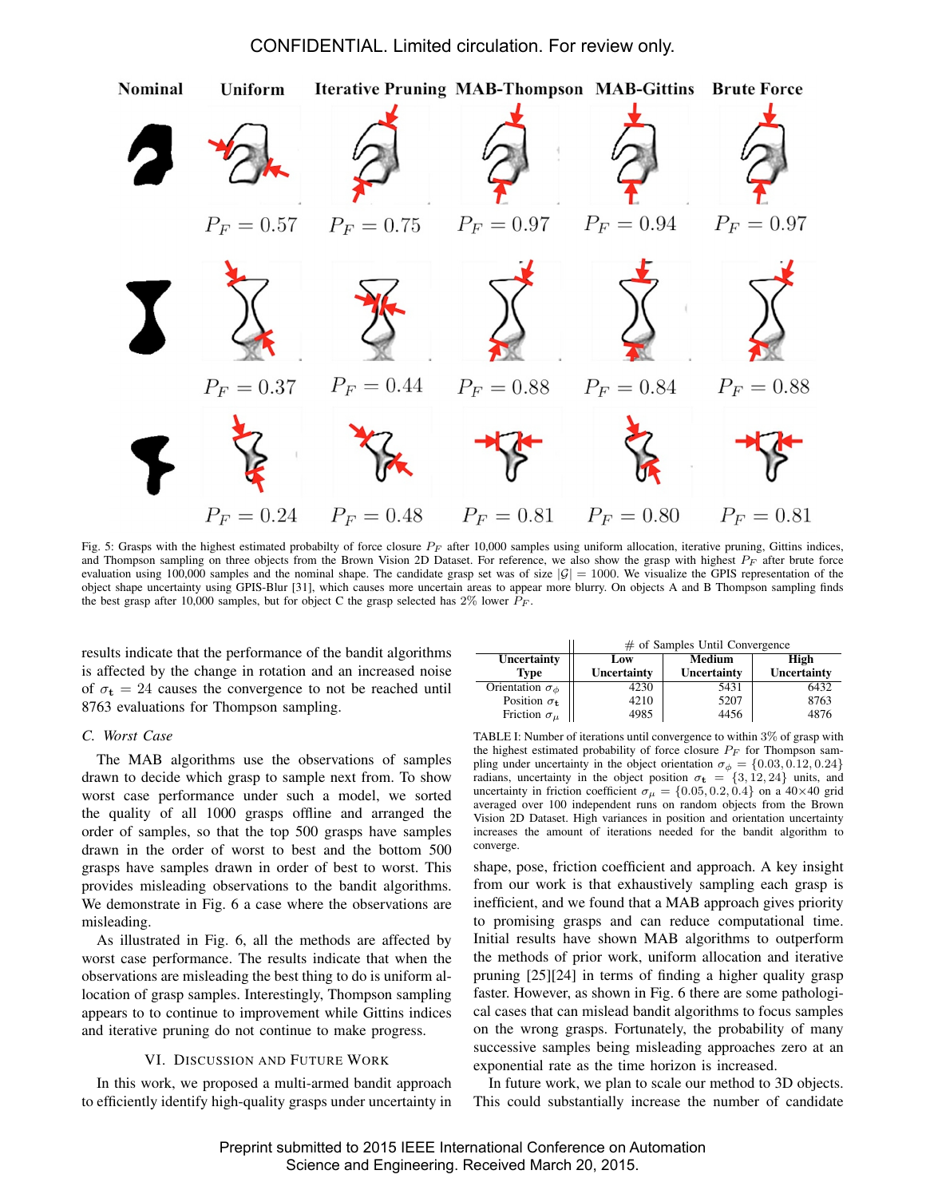Fig. 5: Grasps with the highest estimated probabilty of force closure $P_F$ after 10,000 samples using uniform allocation, iterative pruning, Gittins indices, and Thompson sampling on three objects from the Brown Vision 2D Dataset. For reference, we also show the grasp with highest $P_F$ after brute force evaluation using 100,000 samples and the nominal shape. The candidate grasp set was of size $|\mathcal{G}| = 1000$. We visualize the GPIS representation of the object shape uncertainty using GPIS-Blur [31], which causes more uncertain areas to appear more blurry. On objects A and B Thompson sampling finds the best grasp after 10,000 samples, but for object C the grasp selected has 2% lower $P_F$.

| | # of Samples Until Convergence | | |
|---|---|---|---|
| **Uncertainty Type** | **Low Uncertainty** | **Medium Uncertainty** | **High Uncertainty** |
| Orientation $\sigma_\phi$ | 4230 | 5431 | 6432 |
| Position $\sigma_{\mathbf{t}}$ | 4210 | 5207 | 8763 |
| Friction $\sigma_\mu$ | 4985 | 4456 | 4876 |

TABLE I: Number of iterations until convergence to within 3% of grasp with the highest estimated probability of force closure $P_F$ for Thompson sampling under uncertainty in the object orientation $\sigma_\phi = \{0.03, 0.12, 0.24\}$ radians, uncertainty in the object position $\sigma_{\mathbf{t}} = \{3, 12, 24\}$ units, and uncertainty in friction coefficient $\sigma_\mu = \{0.05, 0.2, 0.4\}$ on a 40×40 grid averaged over 100 independent runs on random objects from the Brown Vision 2D Dataset. High variances in position and orientation uncertainty increases the amount of iterations needed for the bandit algorithm to converge.

results indicate that the performance of the bandit algorithms is affected by the change in rotation and an increased noise of $\sigma_{\mathbf{t}} = 24$ causes the convergence to not be reached until 8763 evaluations for Thompson sampling.

### C. Worst Case

The MAB algorithms use the observations of samples drawn to decide which grasp to sample next from. To show worst case performance under such a model, we sorted the quality of all 1000 grasps offline and arranged the order of samples, so that the top 500 grasps have samples drawn in the order of worst to best and the bottom 500 grasps have samples drawn in order of best to worst. This provides misleading observations to the bandit algorithms. We demonstrate in Fig. 6 a case where the observations are misleading.

As illustrated in Fig. 6, all the methods are affected by worst case performance. The results indicate that when the observations are misleading the best thing to do is uniform allocation of grasp samples. Interestingly, Thompson sampling appears to to continue to improvement while Gittins indices and iterative pruning do not continue to make progress.

## VI. Discussion and Future Work

In this work, we proposed a multi-armed bandit approach to efficiently identify high-quality grasps under uncertainty in shape, pose, friction coefficient and approach. A key insight from our work is that exhaustively sampling each grasp is inefficient, and we found that a MAB approach gives priority to promising grasps and can reduce computational time. Initial results have shown MAB algorithms to outperform the methods of prior work, uniform allocation and iterative pruning [25][24] in terms of finding a higher quality grasp faster. However, as shown in Fig. 6 there are some pathological cases that can mislead bandit algorithms to focus samples on the wrong grasps. Fortunately, the probability of many successive samples being misleading approaches zero at an exponential rate as the time horizon is increased.

In future work, we plan to scale our method to 3D objects. This could substantially increase the number of candidate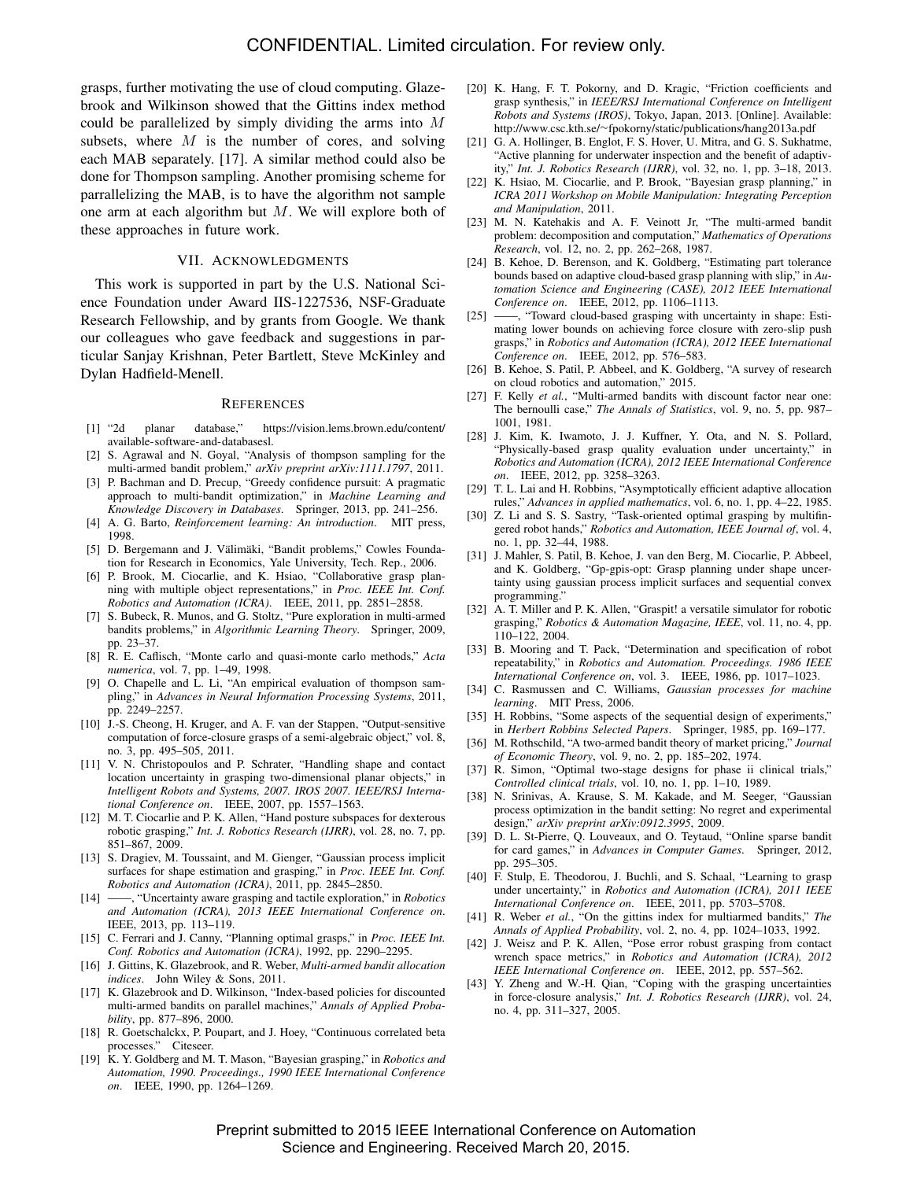grasps, further motivating the use of cloud computing. Glazebrook and Wilkinson showed that the Gittins index method could be parallelized by simply dividing the arms into $M$ subsets, where $M$ is the number of cores, and solving each MAB separately. [17]. A similar method could also be done for Thompson sampling. Another promising scheme for parrallelizing the MAB, is to have the algorithm not sample one arm at each algorithm but $M$. We will explore both of these approaches in future work.

## VII. Acknowledgments

This work is supported in part by the U.S. National Science Foundation under Award IIS-1227536, NSF-Graduate Research Fellowship, and by grants from Google. We thank our colleagues who gave feedback and suggestions in particular Sanjay Krishnan, Peter Bartlett, Steve McKinley and Dylan Hadfield-Menell.

## References

[1] "2d planar database," https://vision.lems.brown.edu/content/available-software-and-databasesl.

[2] S. Agrawal and N. Goyal, "Analysis of thompson sampling for the multi-armed bandit problem," *arXiv preprint arXiv:1111.1797*, 2011.

[3] P. Bachman and D. Precup, "Greedy confidence pursuit: A pragmatic approach to multi-bandit optimization," in *Machine Learning and Knowledge Discovery in Databases*. Springer, 2013, pp. 241–256.

[4] A. G. Barto, *Reinforcement learning: An introduction*. MIT press, 1998.

[5] D. Bergemann and J. Välimäki, "Bandit problems," Cowles Foundation for Research in Economics, Yale University, Tech. Rep., 2006.

[6] P. Brook, M. Ciocarlie, and K. Hsiao, "Collaborative grasp planning with multiple object representations," in *Proc. IEEE Int. Conf. Robotics and Automation (ICRA)*. IEEE, 2011, pp. 2851–2858.

[7] S. Bubeck, R. Munos, and G. Stoltz, "Pure exploration in multi-armed bandits problems," in *Algorithmic Learning Theory*. Springer, 2009, pp. 23–37.

[8] R. E. Caflisch, "Monte carlo and quasi-monte carlo methods," *Acta numerica*, vol. 7, pp. 1–49, 1998.

[9] O. Chapelle and L. Li, "An empirical evaluation of thompson sampling," in *Advances in Neural Information Processing Systems*, 2011, pp. 2249–2257.

[10] J.-S. Cheong, H. Kruger, and A. F. van der Stappen, "Output-sensitive computation of force-closure grasps of a semi-algebraic object," vol. 8, no. 3, pp. 495–505, 2011.

[11] V. N. Christopoulos and P. Schrater, "Handling shape and contact location uncertainty in grasping two-dimensional planar objects," in *Intelligent Robots and Systems, 2007. IROS 2007. IEEE/RSJ International Conference on*. IEEE, 2007, pp. 1557–1563.

[12] M. T. Ciocarlie and P. K. Allen, "Hand posture subspaces for dexterous robotic grasping," *Int. J. Robotics Research (IJRR)*, vol. 28, no. 7, pp. 851–867, 2009.

[13] S. Dragiev, M. Toussaint, and M. Gienger, "Gaussian process implicit surfaces for shape estimation and grasping," in *Proc. IEEE Int. Conf. Robotics and Automation (ICRA)*, 2011, pp. 2845–2850.

[14] ——, "Uncertainty aware grasping and tactile exploration," in *Robotics and Automation (ICRA), 2013 IEEE International Conference on*. IEEE, 2013, pp. 113–119.

[15] C. Ferrari and J. Canny, "Planning optimal grasps," in *Proc. IEEE Int. Conf. Robotics and Automation (ICRA)*, 1992, pp. 2290–2295.

[16] J. Gittins, K. Glazebrook, and R. Weber, *Multi-armed bandit allocation indices*. John Wiley & Sons, 2011.

[17] K. Glazebrook and D. Wilkinson, "Index-based policies for discounted multi-armed bandits on parallel machines," *Annals of Applied Probability*, pp. 877–896, 2000.

[18] R. Goetschalckx, P. Poupart, and J. Hoey, "Continuous correlated beta processes." Citeseer.

[19] K. Y. Goldberg and M. T. Mason, "Bayesian grasping," in *Robotics and Automation, 1990. Proceedings., 1990 IEEE International Conference on*. IEEE, 1990, pp. 1264–1269.

[20] K. Hang, F. T. Pokorny, and D. Kragic, "Friction coefficients and grasp synthesis," in *IEEE/RSJ International Conference on Intelligent Robots and Systems (IROS)*, Tokyo, Japan, 2013. [Online]. Available: http://www.csc.kth.se/~fpokorny/static/publications/hang2013a.pdf

[21] G. A. Hollinger, B. Englot, F. S. Hover, U. Mitra, and G. S. Sukhatme, "Active planning for underwater inspection and the benefit of adaptivity," *Int. J. Robotics Research (IJRR)*, vol. 32, no. 1, pp. 3–18, 2013.

[22] K. Hsiao, M. Ciocarlie, and P. Brook, "Bayesian grasp planning," in *ICRA 2011 Workshop on Mobile Manipulation: Integrating Perception and Manipulation*, 2011.

[23] M. N. Katehakis and A. F. Veinott Jr, "The multi-armed bandit problem: decomposition and computation," *Mathematics of Operations Research*, vol. 12, no. 2, pp. 262–268, 1987.

[24] B. Kehoe, D. Berenson, and K. Goldberg, "Estimating part tolerance bounds based on adaptive cloud-based grasp planning with slip," in *Automation Science and Engineering (CASE), 2012 IEEE International Conference on*. IEEE, 2012, pp. 1106–1113.

[25] ——, "Toward cloud-based grasping with uncertainty in shape: Estimating lower bounds on achieving force closure with zero-slip push grasps," in *Robotics and Automation (ICRA), 2012 IEEE International Conference on*. IEEE, 2012, pp. 576–583.

[26] B. Kehoe, S. Patil, P. Abbeel, and K. Goldberg, "A survey of research on cloud robotics and automation," 2015.

[27] F. Kelly *et al.*, "Multi-armed bandits with discount factor near one: The bernoulli case," *The Annals of Statistics*, vol. 9, no. 5, pp. 987–1001, 1981.

[28] J. Kim, K. Iwamoto, J. J. Kuffner, Y. Ota, and N. S. Pollard, "Physically-based grasp quality evaluation under uncertainty," in *Robotics and Automation (ICRA), 2012 IEEE International Conference on*. IEEE, 2012, pp. 3258–3263.

[29] T. L. Lai and H. Robbins, "Asymptotically efficient adaptive allocation rules," *Advances in applied mathematics*, vol. 6, no. 1, pp. 4–22, 1985.

[30] Z. Li and S. S. Sastry, "Task-oriented optimal grasping by multifingered robot hands," *Robotics and Automation, IEEE Journal of*, vol. 4, no. 1, pp. 32–44, 1988.

[31] J. Mahler, S. Patil, B. Kehoe, J. van den Berg, M. Ciocarlie, P. Abbeel, and K. Goldberg, "Gp-gpis-opt: Grasp planning under shape uncertainty using gaussian process implicit surfaces and sequential convex programming."

[32] A. T. Miller and P. K. Allen, "Graspit! a versatile simulator for robotic grasping," *Robotics & Automation Magazine, IEEE*, vol. 11, no. 4, pp. 110–122, 2004.

[33] B. Mooring and T. Pack, "Determination and specification of robot repeatability," in *Robotics and Automation. Proceedings. 1986 IEEE International Conference on*, vol. 3. IEEE, 1986, pp. 1017–1023.

[34] C. Rasmussen and C. Williams, *Gaussian processes for machine learning*. MIT Press, 2006.

[35] H. Robbins, "Some aspects of the sequential design of experiments," in *Herbert Robbins Selected Papers*. Springer, 1985, pp. 169–177.

[36] M. Rothschild, "A two-armed bandit theory of market pricing," *Journal of Economic Theory*, vol. 9, no. 2, pp. 185–202, 1974.

[37] R. Simon, "Optimal two-stage designs for phase ii clinical trials," *Controlled clinical trials*, vol. 10, no. 1, pp. 1–10, 1989.

[38] N. Srinivas, A. Krause, S. M. Kakade, and M. Seeger, "Gaussian process optimization in the bandit setting: No regret and experimental design," *arXiv preprint arXiv:0912.3995*, 2009.

[39] D. L. St-Pierre, Q. Louveaux, and O. Teytaud, "Online sparse bandit for card games," in *Advances in Computer Games*. Springer, 2012, pp. 295–305.

[40] F. Stulp, E. Theodorou, J. Buchli, and S. Schaal, "Learning to grasp under uncertainty," in *Robotics and Automation (ICRA), 2011 IEEE International Conference on*. IEEE, 2011, pp. 5703–5708.

[41] R. Weber *et al.*, "On the gittins index for multiarmed bandits," *The Annals of Applied Probability*, vol. 2, no. 4, pp. 1024–1033, 1992.

[42] J. Weisz and P. K. Allen, "Pose error robust grasping from contact wrench space metrics," in *Robotics and Automation (ICRA), 2012 IEEE International Conference on*. IEEE, 2012, pp. 557–562.

[43] Y. Zheng and W.-H. Qian, "Coping with the grasping uncertainties in force-closure analysis," *Int. J. Robotics Research (IJRR)*, vol. 24, no. 4, pp. 311–327, 2005.